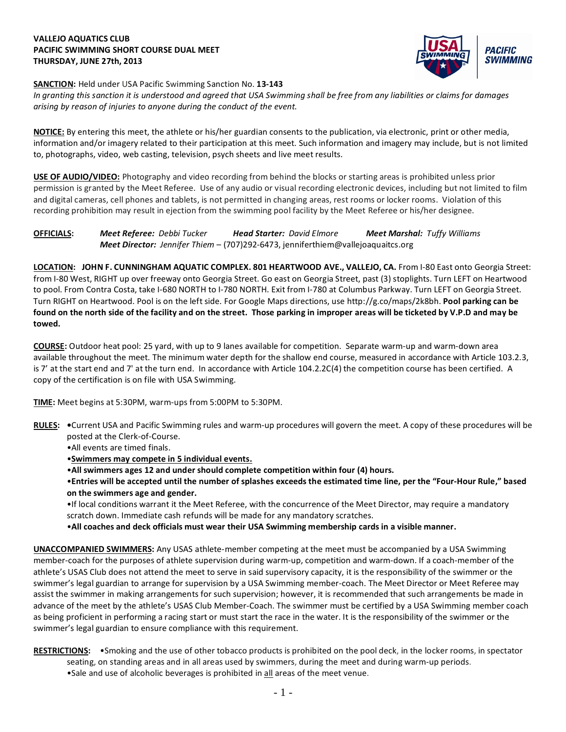**VALLEJO AQUATICS CLUB**
**PACIFIC SWIMMING SHORT COURSE DUAL MEET**
**THURSDAY, JUNE 27th, 2013**

**SANCTION:** Held under USA Pacific Swimming Sanction No. **13-143**
*In granting this sanction it is understood and agreed that USA Swimming shall be free from any liabilities or claims for damages arising by reason of injuries to anyone during the conduct of the event.*

**NOTICE:** By entering this meet, the athlete or his/her guardian consents to the publication, via electronic, print or other media, information and/or imagery related to their participation at this meet. Such information and imagery may include, but is not limited to, photographs, video, web casting, television, psych sheets and live meet results.

**USE OF AUDIO/VIDEO:** Photography and video recording from behind the blocks or starting areas is prohibited unless prior permission is granted by the Meet Referee. Use of any audio or visual recording electronic devices, including but not limited to film and digital cameras, cell phones and tablets, is not permitted in changing areas, rest rooms or locker rooms. Violation of this recording prohibition may result in ejection from the swimming pool facility by the Meet Referee or his/her designee.

**OFFICIALS:** ***Meet Referee:*** *Debbi Tucker* ***Head Starter:*** *David Elmore* ***Meet Marshal:*** *Tuffy Williams*
***Meet Director:*** *Jennifer Thiem* – (707)292-6473, jenniferthiem@vallejoaquaitcs.org

**LOCATION: JOHN F. CUNNINGHAM AQUATIC COMPLEX. 801 HEARTWOOD AVE., VALLEJO, CA.** From I-80 East onto Georgia Street: from I-80 West, RIGHT up over freeway onto Georgia Street. Go east on Georgia Street, past (3) stoplights. Turn LEFT on Heartwood to pool. From Contra Costa, take I-680 NORTH to I-780 NORTH. Exit from I-780 at Columbus Parkway. Turn LEFT on Georgia Street. Turn RIGHT on Heartwood. Pool is on the left side. For Google Maps directions, use http://g.co/maps/2k8bh. **Pool parking can be found on the north side of the facility and on the street. Those parking in improper areas will be ticketed by V.P.D and may be towed.**

**COURSE:** Outdoor heat pool: 25 yard, with up to 9 lanes available for competition. Separate warm-up and warm-down area available throughout the meet. The minimum water depth for the shallow end course, measured in accordance with Article 103.2.3, is 7' at the start end and 7' at the turn end. In accordance with Article 104.2.2C(4) the competition course has been certified. A copy of the certification is on file with USA Swimming.

**TIME:** Meet begins at 5:30PM, warm-ups from 5:00PM to 5:30PM.

**RULES:**
- Current USA and Pacific Swimming rules and warm-up procedures will govern the meet. A copy of these procedures will be posted at the Clerk-of-Course.
- All events are timed finals.
- **Swimmers may compete in 5 individual events.**
- **All swimmers ages 12 and under should complete competition within four (4) hours.**
- **Entries will be accepted until the number of splashes exceeds the estimated time line, per the "Four-Hour Rule," based on the swimmers age and gender.**
- If local conditions warrant it the Meet Referee, with the concurrence of the Meet Director, may require a mandatory scratch down. Immediate cash refunds will be made for any mandatory scratches.
- **All coaches and deck officials must wear their USA Swimming membership cards in a visible manner.**

**UNACCOMPANIED SWIMMERS:** Any USAS athlete-member competing at the meet must be accompanied by a USA Swimming member-coach for the purposes of athlete supervision during warm-up, competition and warm-down. If a coach-member of the athlete's USAS Club does not attend the meet to serve in said supervisory capacity, it is the responsibility of the swimmer or the swimmer's legal guardian to arrange for supervision by a USA Swimming member-coach. The Meet Director or Meet Referee may assist the swimmer in making arrangements for such supervision; however, it is recommended that such arrangements be made in advance of the meet by the athlete's USAS Club Member-Coach. The swimmer must be certified by a USA Swimming member coach as being proficient in performing a racing start or must start the race in the water. It is the responsibility of the swimmer or the swimmer's legal guardian to ensure compliance with this requirement.

**RESTRICTIONS:**
- Smoking and the use of other tobacco products is prohibited on the pool deck, in the locker rooms, in spectator seating, on standing areas and in all areas used by swimmers, during the meet and during warm-up periods.
- Sale and use of alcoholic beverages is prohibited in all areas of the meet venue.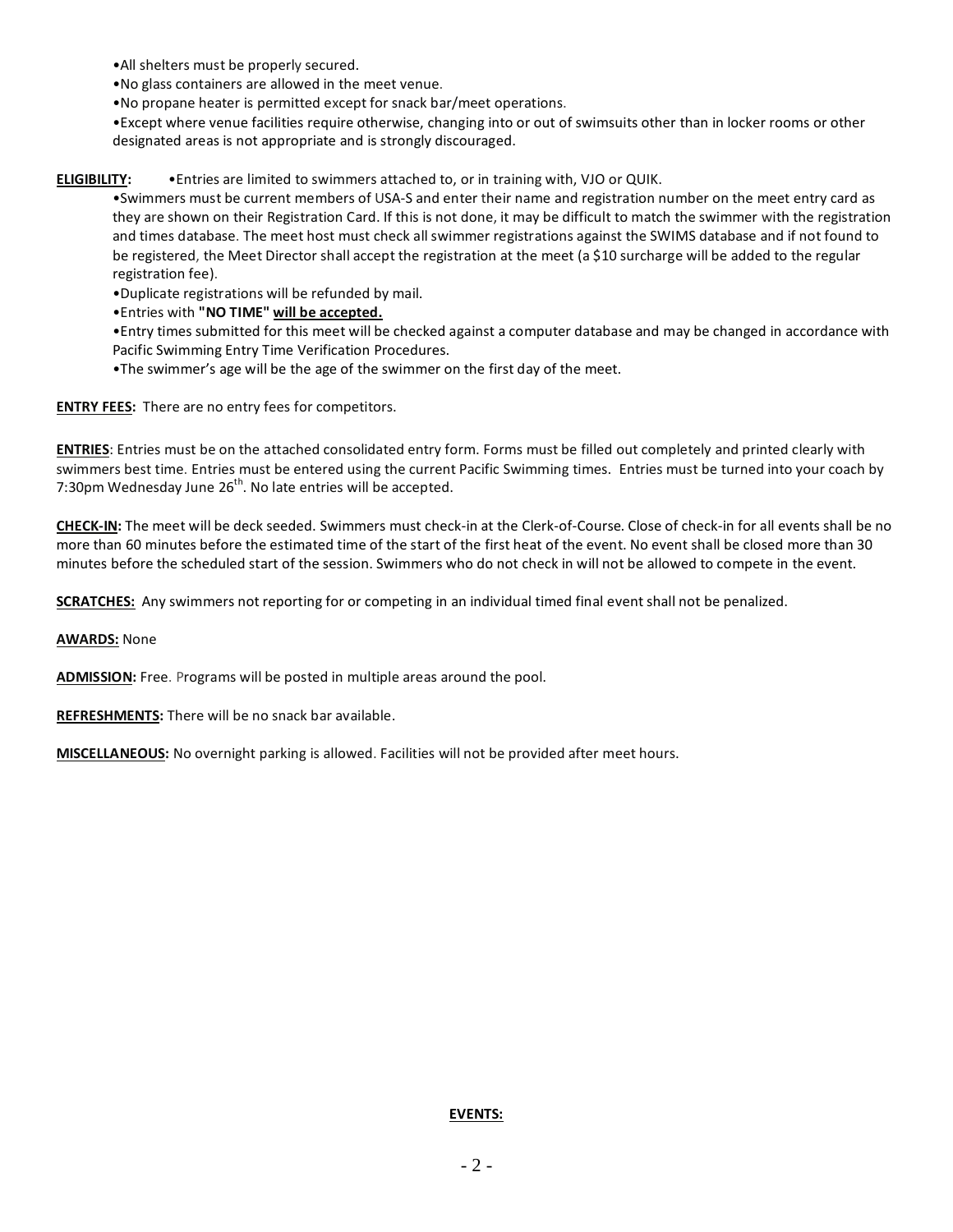- All shelters must be properly secured.
- No glass containers are allowed in the meet venue.
- No propane heater is permitted except for snack bar/meet operations.
- Except where venue facilities require otherwise, changing into or out of swimsuits other than in locker rooms or other designated areas is not appropriate and is strongly discouraged.

**ELIGIBILITY:**
- Entries are limited to swimmers attached to, or in training with, VJO or QUIK.
- Swimmers must be current members of USA-S and enter their name and registration number on the meet entry card as they are shown on their Registration Card. If this is not done, it may be difficult to match the swimmer with the registration and times database. The meet host must check all swimmer registrations against the SWIMS database and if not found to be registered, the Meet Director shall accept the registration at the meet (a $10 surcharge will be added to the regular registration fee).
- Duplicate registrations will be refunded by mail.
- Entries with **"NO TIME"** **will be accepted.**
- Entry times submitted for this meet will be checked against a computer database and may be changed in accordance with Pacific Swimming Entry Time Verification Procedures.
- The swimmer's age will be the age of the swimmer on the first day of the meet.

**ENTRY FEES:** There are no entry fees for competitors.

**ENTRIES**: Entries must be on the attached consolidated entry form. Forms must be filled out completely and printed clearly with swimmers best time. Entries must be entered using the current Pacific Swimming times. Entries must be turned into your coach by 7:30pm Wednesday June 26th. No late entries will be accepted.

**CHECK-IN:** The meet will be deck seeded. Swimmers must check-in at the Clerk-of-Course. Close of check-in for all events shall be no more than 60 minutes before the estimated time of the start of the first heat of the event. No event shall be closed more than 30 minutes before the scheduled start of the session. Swimmers who do not check in will not be allowed to compete in the event.

**SCRATCHES:** Any swimmers not reporting for or competing in an individual timed final event shall not be penalized.

**AWARDS:** None

**ADMISSION:** Free. Programs will be posted in multiple areas around the pool.

**REFRESHMENTS:** There will be no snack bar available.

**MISCELLANEOUS:** No overnight parking is allowed. Facilities will not be provided after meet hours.

**EVENTS:**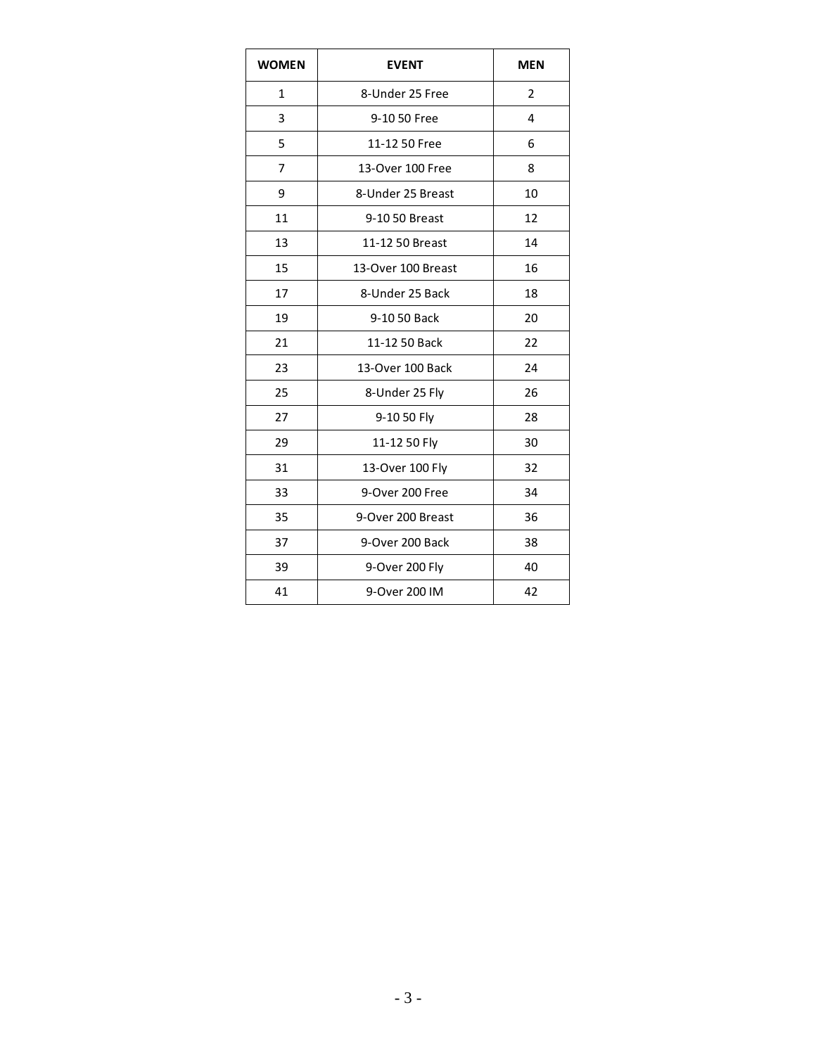| WOMEN | EVENT | MEN |
|---|---|---|
| 1 | 8-Under 25 Free | 2 |
| 3 | 9-10 50 Free | 4 |
| 5 | 11-12 50 Free | 6 |
| 7 | 13-Over 100 Free | 8 |
| 9 | 8-Under 25 Breast | 10 |
| 11 | 9-10 50 Breast | 12 |
| 13 | 11-12 50 Breast | 14 |
| 15 | 13-Over 100 Breast | 16 |
| 17 | 8-Under 25 Back | 18 |
| 19 | 9-10 50 Back | 20 |
| 21 | 11-12 50 Back | 22 |
| 23 | 13-Over 100 Back | 24 |
| 25 | 8-Under 25 Fly | 26 |
| 27 | 9-10 50 Fly | 28 |
| 29 | 11-12 50 Fly | 30 |
| 31 | 13-Over 100 Fly | 32 |
| 33 | 9-Over 200 Free | 34 |
| 35 | 9-Over 200 Breast | 36 |
| 37 | 9-Over 200 Back | 38 |
| 39 | 9-Over 200 Fly | 40 |
| 41 | 9-Over 200 IM | 42 |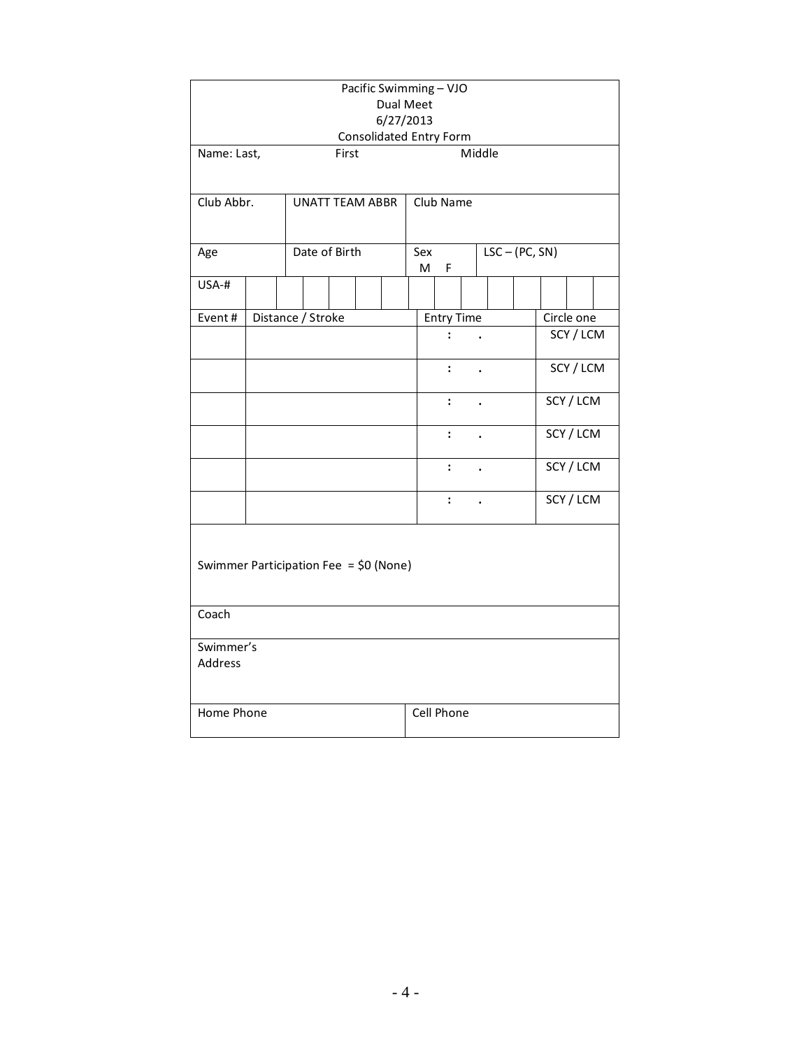Pacific Swimming – VJO
Dual Meet
6/27/2013
Consolidated Entry Form

| | | | |
|---|---|---|---|
| Name: Last, First Middle | | | |
| Club Abbr. | UNATT TEAM ABBR | Club Name | |
| Age | Date of Birth | Sex M F | LSC – (PC, SN) |
| USA-# | | | |

| Event # | Distance / Stroke | Entry Time | Circle one |
|---|---|---|---|
| | | : . | SCY / LCM |
| | | : . | SCY / LCM |
| | | : . | SCY / LCM |
| | | : . | SCY / LCM |
| | | : . | SCY / LCM |
| | | : . | SCY / LCM |

Swimmer Participation Fee = $0 (None)

| | |
|---|---|
| Coach | |
| Swimmer's Address | |
| Home Phone | Cell Phone |